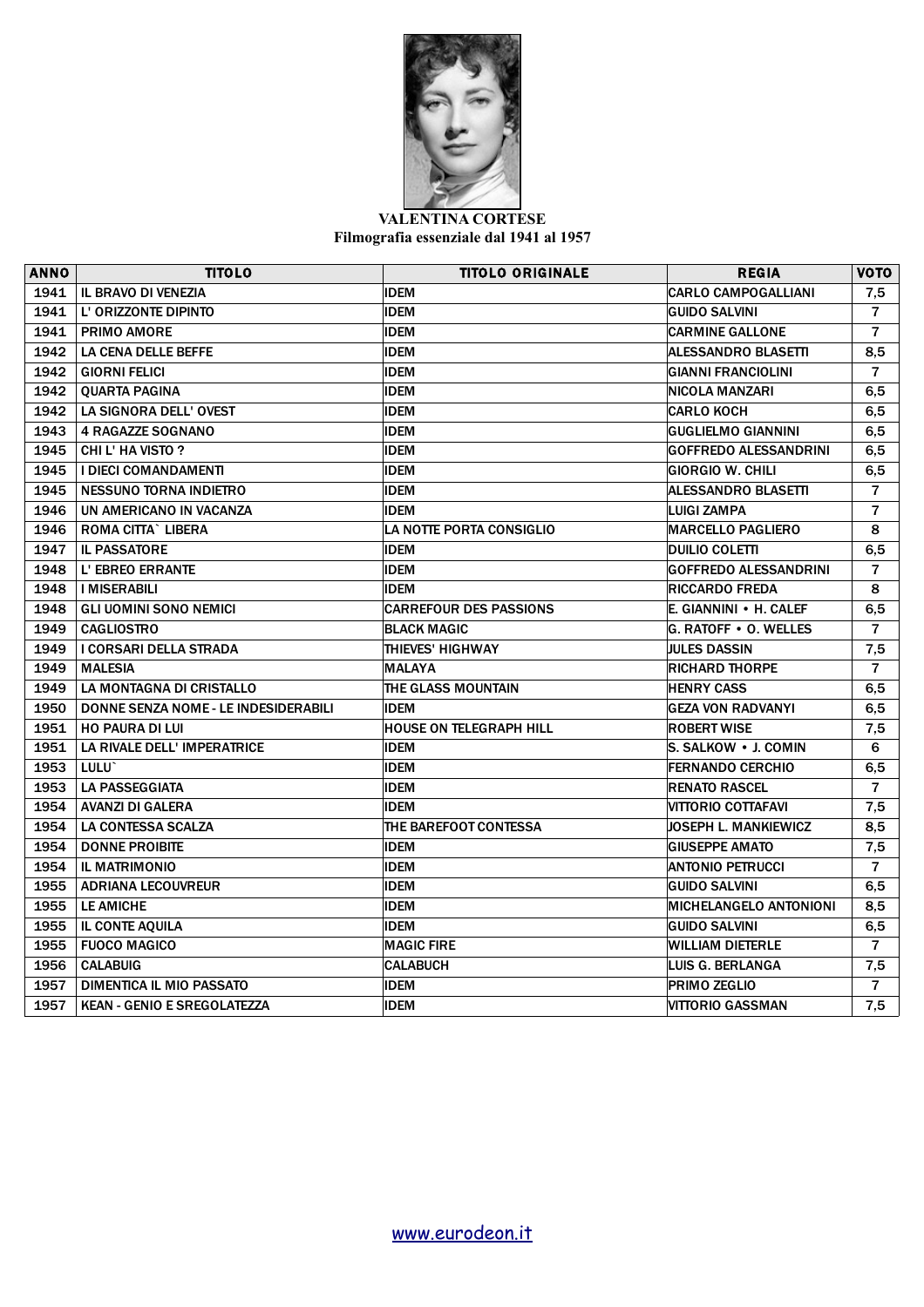**VALENTINA CORTESE**
**Filmografia essenziale dal 1941 al 1957**

| ANNO | TITOLO | TITOLO ORIGINALE | REGIA | VOTO |
|---|---|---|---|---|
| 1941 | IL BRAVO DI VENEZIA | IDEM | CARLO CAMPOGALLIANI | 7,5 |
| 1941 | L' ORIZZONTE DIPINTO | IDEM | GUIDO SALVINI | 7 |
| 1941 | PRIMO AMORE | IDEM | CARMINE GALLONE | 7 |
| 1942 | LA CENA DELLE BEFFE | IDEM | ALESSANDRO BLASETTI | 8,5 |
| 1942 | GIORNI FELICI | IDEM | GIANNI FRANCIOLINI | 7 |
| 1942 | QUARTA PAGINA | IDEM | NICOLA MANZARI | 6,5 |
| 1942 | LA SIGNORA DELL' OVEST | IDEM | CARLO KOCH | 6,5 |
| 1943 | 4 RAGAZZE SOGNANO | IDEM | GUGLIELMO GIANNINI | 6,5 |
| 1945 | CHI L' HA VISTO ? | IDEM | GOFFREDO ALESSANDRINI | 6,5 |
| 1945 | I DIECI COMANDAMENTI | IDEM | GIORGIO W. CHILI | 6,5 |
| 1945 | NESSUNO TORNA INDIETRO | IDEM | ALESSANDRO BLASETTI | 7 |
| 1946 | UN AMERICANO IN VACANZA | IDEM | LUIGI ZAMPA | 7 |
| 1946 | ROMA CITTA` LIBERA | LA NOTTE PORTA CONSIGLIO | MARCELLO PAGLIERO | 8 |
| 1947 | IL PASSATORE | IDEM | DUILIO COLETTI | 6,5 |
| 1948 | L' EBREO ERRANTE | IDEM | GOFFREDO ALESSANDRINI | 7 |
| 1948 | I MISERABILI | IDEM | RICCARDO FREDA | 8 |
| 1948 | GLI UOMINI SONO NEMICI | CARREFOUR DES PASSIONS | E. GIANNINI • H. CALEF | 6,5 |
| 1949 | CAGLIOSTRO | BLACK MAGIC | G. RATOFF • O. WELLES | 7 |
| 1949 | I CORSARI DELLA STRADA | THIEVES' HIGHWAY | JULES DASSIN | 7,5 |
| 1949 | MALESIA | MALAYA | RICHARD THORPE | 7 |
| 1949 | LA MONTAGNA DI CRISTALLO | THE GLASS MOUNTAIN | HENRY CASS | 6,5 |
| 1950 | DONNE SENZA NOME - LE INDESIDERABILI | IDEM | GEZA VON RADVANYI | 6,5 |
| 1951 | HO PAURA DI LUI | HOUSE ON TELEGRAPH HILL | ROBERT WISE | 7,5 |
| 1951 | LA RIVALE DELL' IMPERATRICE | IDEM | S. SALKOW • J. COMIN | 6 |
| 1953 | LULU` | IDEM | FERNANDO CERCHIO | 6,5 |
| 1953 | LA PASSEGGIATA | IDEM | RENATO RASCEL | 7 |
| 1954 | AVANZI DI GALERA | IDEM | VITTORIO COTTAFAVI | 7,5 |
| 1954 | LA CONTESSA SCALZA | THE BAREFOOT CONTESSA | JOSEPH L. MANKIEWICZ | 8,5 |
| 1954 | DONNE PROIBITE | IDEM | GIUSEPPE AMATO | 7,5 |
| 1954 | IL MATRIMONIO | IDEM | ANTONIO PETRUCCI | 7 |
| 1955 | ADRIANA LECOUVREUR | IDEM | GUIDO SALVINI | 6,5 |
| 1955 | LE AMICHE | IDEM | MICHELANGELO ANTONIONI | 8,5 |
| 1955 | IL CONTE AQUILA | IDEM | GUIDO SALVINI | 6,5 |
| 1955 | FUOCO MAGICO | MAGIC FIRE | WILLIAM DIETERLE | 7 |
| 1956 | CALABUIG | CALABUCH | LUIS G. BERLANGA | 7,5 |
| 1957 | DIMENTICA IL MIO PASSATO | IDEM | PRIMO ZEGLIO | 7 |
| 1957 | KEAN - GENIO E SREGOLATEZZA | IDEM | VITTORIO GASSMAN | 7,5 |

www.eurodeon.it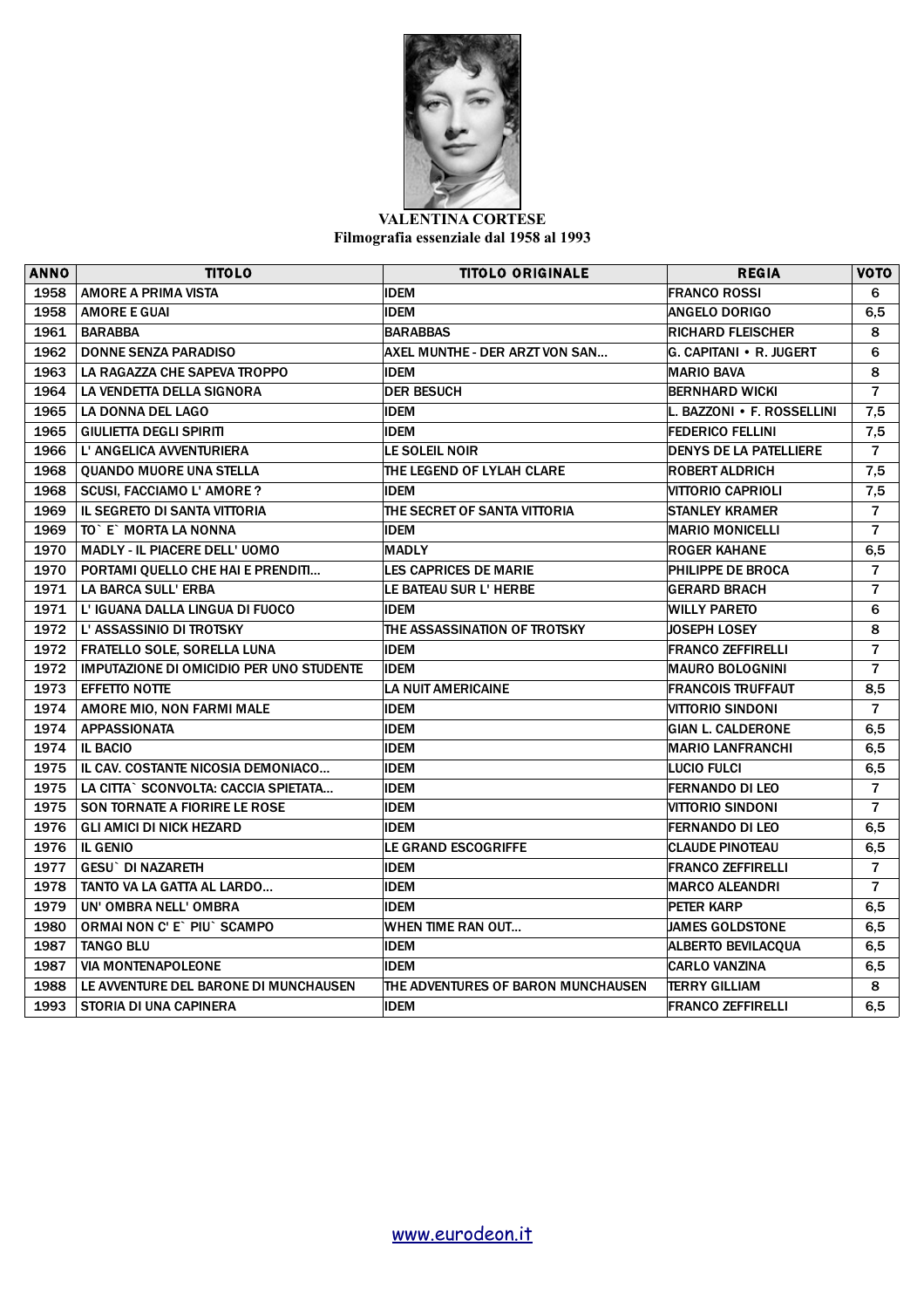**VALENTINA CORTESE**
**Filmografia essenziale dal 1958 al 1993**

| ANNO | TITOLO | TITOLO ORIGINALE | REGIA | VOTO |
|---|---|---|---|---|
| 1958 | AMORE A PRIMA VISTA | IDEM | FRANCO ROSSI | 6 |
| 1958 | AMORE E GUAI | IDEM | ANGELO DORIGO | 6,5 |
| 1961 | BARABBA | BARABBAS | RICHARD FLEISCHER | 8 |
| 1962 | DONNE SENZA PARADISO | AXEL MUNTHE - DER ARZT VON SAN... | G. CAPITANI • R. JUGERT | 6 |
| 1963 | LA RAGAZZA CHE SAPEVA TROPPO | IDEM | MARIO BAVA | 8 |
| 1964 | LA VENDETTA DELLA SIGNORA | DER BESUCH | BERNHARD WICKI | 7 |
| 1965 | LA DONNA DEL LAGO | IDEM | L. BAZZONI • F. ROSSELLINI | 7,5 |
| 1965 | GIULIETTA DEGLI SPIRITI | IDEM | FEDERICO FELLINI | 7,5 |
| 1966 | L' ANGELICA AVVENTURIERA | LE SOLEIL NOIR | DENYS DE LA PATELLIERE | 7 |
| 1968 | QUANDO MUORE UNA STELLA | THE LEGEND OF LYLAH CLARE | ROBERT ALDRICH | 7,5 |
| 1968 | SCUSI, FACCIAMO L' AMORE ? | IDEM | VITTORIO CAPRIOLI | 7,5 |
| 1969 | IL SEGRETO DI SANTA VITTORIA | THE SECRET OF SANTA VITTORIA | STANLEY KRAMER | 7 |
| 1969 | TO` E` MORTA LA NONNA | IDEM | MARIO MONICELLI | 7 |
| 1970 | MADLY - IL PIACERE DELL' UOMO | MADLY | ROGER KAHANE | 6,5 |
| 1970 | PORTAMI QUELLO CHE HAI E PRENDITI... | LES CAPRICES DE MARIE | PHILIPPE DE BROCA | 7 |
| 1971 | LA BARCA SULL' ERBA | LE BATEAU SUR L' HERBE | GERARD BRACH | 7 |
| 1971 | L' IGUANA DALLA LINGUA DI FUOCO | IDEM | WILLY PARETO | 6 |
| 1972 | L' ASSASSINIO DI TROTSKY | THE ASSASSINATION OF TROTSKY | JOSEPH LOSEY | 8 |
| 1972 | FRATELLO SOLE, SORELLA LUNA | IDEM | FRANCO ZEFFIRELLI | 7 |
| 1972 | IMPUTAZIONE DI OMICIDIO PER UNO STUDENTE | IDEM | MAURO BOLOGNINI | 7 |
| 1973 | EFFETTO NOTTE | LA NUIT AMERICAINE | FRANCOIS TRUFFAUT | 8,5 |
| 1974 | AMORE MIO, NON FARMI MALE | IDEM | VITTORIO SINDONI | 7 |
| 1974 | APPASSIONATA | IDEM | GIAN L. CALDERONE | 6,5 |
| 1974 | IL BACIO | IDEM | MARIO LANFRANCHI | 6,5 |
| 1975 | IL CAV. COSTANTE NICOSIA DEMONIACO... | IDEM | LUCIO FULCI | 6,5 |
| 1975 | LA CITTA` SCONVOLTA: CACCIA SPIETATA... | IDEM | FERNANDO DI LEO | 7 |
| 1975 | SON TORNATE A FIORIRE LE ROSE | IDEM | VITTORIO SINDONI | 7 |
| 1976 | GLI AMICI DI NICK HEZARD | IDEM | FERNANDO DI LEO | 6,5 |
| 1976 | IL GENIO | LE GRAND ESCOGRIFFE | CLAUDE PINOTEAU | 6,5 |
| 1977 | GESU` DI NAZARETH | IDEM | FRANCO ZEFFIRELLI | 7 |
| 1978 | TANTO VA LA GATTA AL LARDO... | IDEM | MARCO ALEANDRI | 7 |
| 1979 | UN' OMBRA NELL' OMBRA | IDEM | PETER KARP | 6,5 |
| 1980 | ORMAI NON C' E` PIU` SCAMPO | WHEN TIME RAN OUT... | JAMES GOLDSTONE | 6,5 |
| 1987 | TANGO BLU | IDEM | ALBERTO BEVILACQUA | 6,5 |
| 1987 | VIA MONTENAPOLEONE | IDEM | CARLO VANZINA | 6,5 |
| 1988 | LE AVVENTURE DEL BARONE DI MUNCHAUSEN | THE ADVENTURES OF BARON MUNCHAUSEN | TERRY GILLIAM | 8 |
| 1993 | STORIA DI UNA CAPINERA | IDEM | FRANCO ZEFFIRELLI | 6,5 |

www.eurodeon.it